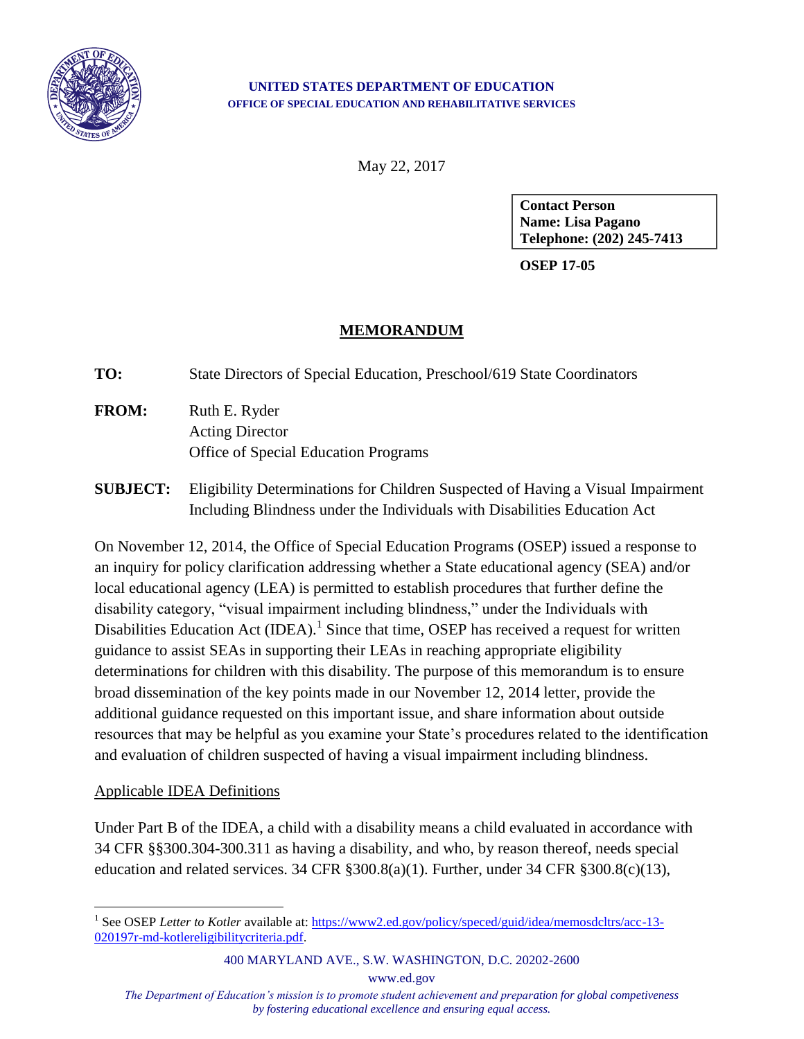**UNITED STATES DEPARTMENT OF EDUCATION**
**OFFICE OF SPECIAL EDUCATION AND REHABILITATIVE SERVICES**

May 22, 2017

**Contact Person**
**Name: Lisa Pagano**
**Telephone: (202) 245-7413**

**OSEP 17-05**

# MEMORANDUM

**TO:** State Directors of Special Education, Preschool/619 State Coordinators

**FROM:** Ruth E. Ryder
Acting Director
Office of Special Education Programs

**SUBJECT:** Eligibility Determinations for Children Suspected of Having a Visual Impairment Including Blindness under the Individuals with Disabilities Education Act

On November 12, 2014, the Office of Special Education Programs (OSEP) issued a response to an inquiry for policy clarification addressing whether a State educational agency (SEA) and/or local educational agency (LEA) is permitted to establish procedures that further define the disability category, "visual impairment including blindness," under the Individuals with Disabilities Education Act (IDEA).[1] Since that time, OSEP has received a request for written guidance to assist SEAs in supporting their LEAs in reaching appropriate eligibility determinations for children with this disability. The purpose of this memorandum is to ensure broad dissemination of the key points made in our November 12, 2014 letter, provide the additional guidance requested on this important issue, and share information about outside resources that may be helpful as you examine your State's procedures related to the identification and evaluation of children suspected of having a visual impairment including blindness.

## Applicable IDEA Definitions

Under Part B of the IDEA, a child with a disability means a child evaluated in accordance with 34 CFR §§300.304-300.311 as having a disability, and who, by reason thereof, needs special education and related services. 34 CFR §300.8(a)(1). Further, under 34 CFR §300.8(c)(13),

[1] See OSEP *Letter to Kotler* available at: https://www2.ed.gov/policy/speced/guid/idea/memosdcltrs/acc-13-020197r-md-kotlereligibilitycriteria.pdf.

400 MARYLAND AVE., S.W. WASHINGTON, D.C. 20202-2600
www.ed.gov

*The Department of Education's mission is to promote student achievement and preparation for global competiveness by fostering educational excellence and ensuring equal access.*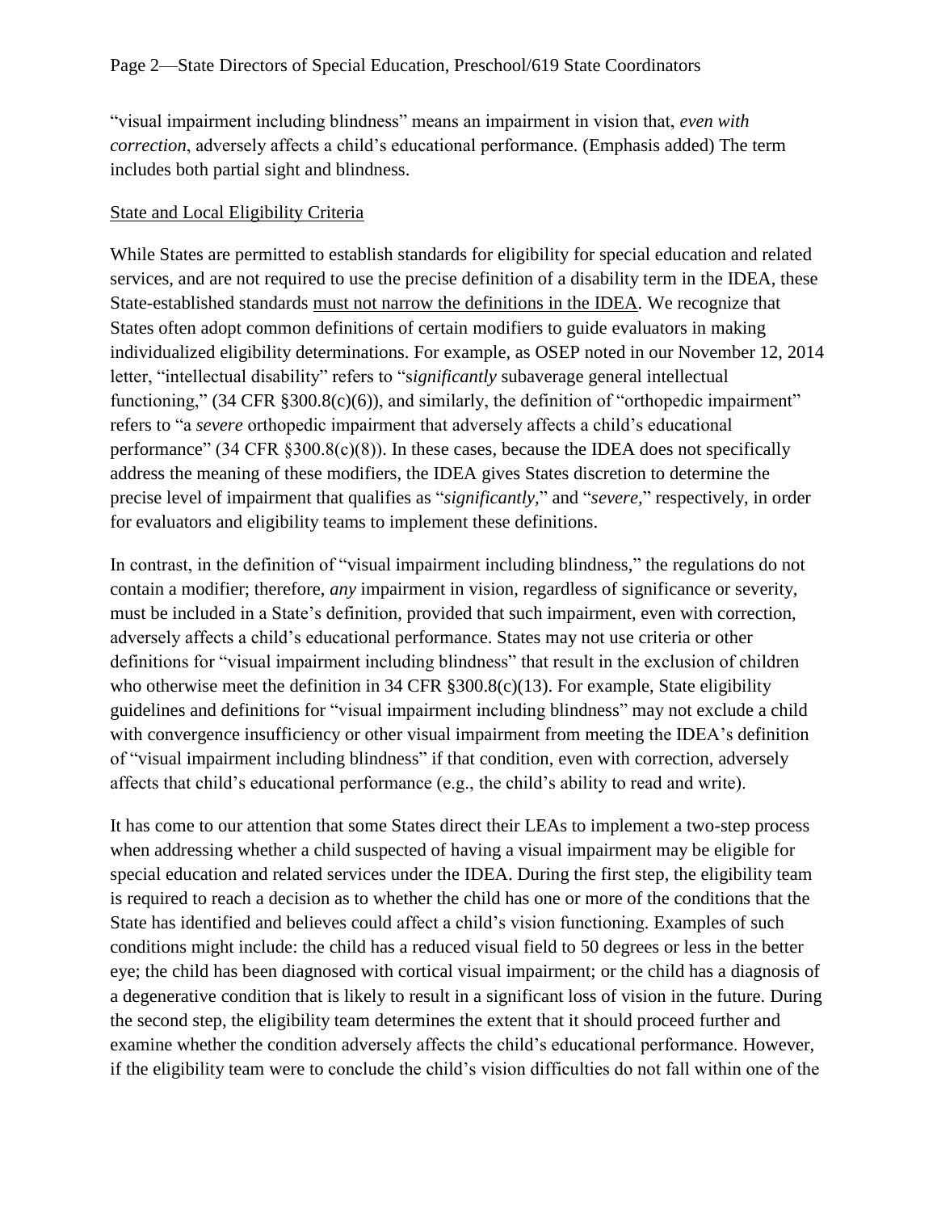"visual impairment including blindness" means an impairment in vision that, *even with correction*, adversely affects a child's educational performance. (Emphasis added) The term includes both partial sight and blindness.

State and Local Eligibility Criteria

While States are permitted to establish standards for eligibility for special education and related services, and are not required to use the precise definition of a disability term in the IDEA, these State-established standards must not narrow the definitions in the IDEA. We recognize that States often adopt common definitions of certain modifiers to guide evaluators in making individualized eligibility determinations. For example, as OSEP noted in our November 12, 2014 letter, "intellectual disability" refers to "*significantly* subaverage general intellectual functioning," (34 CFR §300.8(c)(6)), and similarly, the definition of "orthopedic impairment" refers to "a *severe* orthopedic impairment that adversely affects a child's educational performance" (34 CFR §300.8(c)(8)). In these cases, because the IDEA does not specifically address the meaning of these modifiers, the IDEA gives States discretion to determine the precise level of impairment that qualifies as "*significantly*," and "*severe*," respectively, in order for evaluators and eligibility teams to implement these definitions.

In contrast, in the definition of "visual impairment including blindness," the regulations do not contain a modifier; therefore, *any* impairment in vision, regardless of significance or severity, must be included in a State's definition, provided that such impairment, even with correction, adversely affects a child's educational performance. States may not use criteria or other definitions for "visual impairment including blindness" that result in the exclusion of children who otherwise meet the definition in 34 CFR §300.8(c)(13). For example, State eligibility guidelines and definitions for "visual impairment including blindness" may not exclude a child with convergence insufficiency or other visual impairment from meeting the IDEA's definition of "visual impairment including blindness" if that condition, even with correction, adversely affects that child's educational performance (e.g., the child's ability to read and write).

It has come to our attention that some States direct their LEAs to implement a two-step process when addressing whether a child suspected of having a visual impairment may be eligible for special education and related services under the IDEA. During the first step, the eligibility team is required to reach a decision as to whether the child has one or more of the conditions that the State has identified and believes could affect a child's vision functioning. Examples of such conditions might include: the child has a reduced visual field to 50 degrees or less in the better eye; the child has been diagnosed with cortical visual impairment; or the child has a diagnosis of a degenerative condition that is likely to result in a significant loss of vision in the future. During the second step, the eligibility team determines the extent that it should proceed further and examine whether the condition adversely affects the child's educational performance. However, if the eligibility team were to conclude the child's vision difficulties do not fall within one of the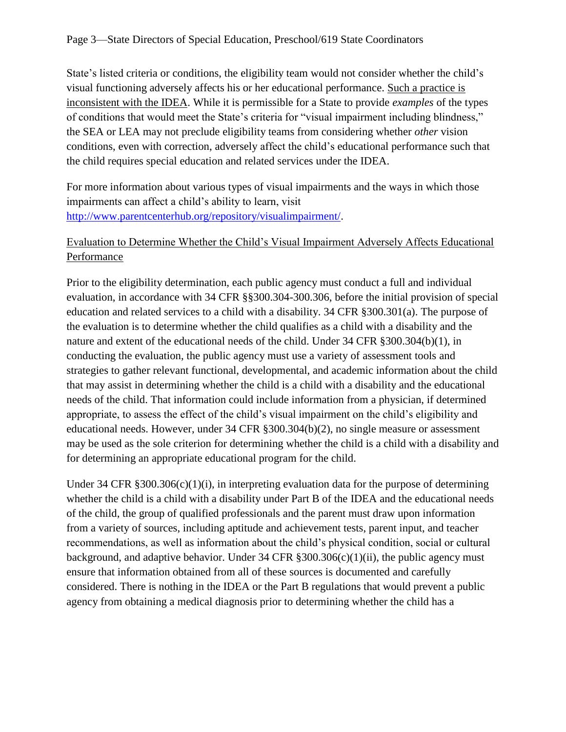State's listed criteria or conditions, the eligibility team would not consider whether the child's visual functioning adversely affects his or her educational performance. Such a practice is inconsistent with the IDEA. While it is permissible for a State to provide *examples* of the types of conditions that would meet the State's criteria for "visual impairment including blindness," the SEA or LEA may not preclude eligibility teams from considering whether *other* vision conditions, even with correction, adversely affect the child's educational performance such that the child requires special education and related services under the IDEA.

For more information about various types of visual impairments and the ways in which those impairments can affect a child's ability to learn, visit [http://www.parentcenterhub.org/repository/visualimpairment/](http://www.parentcenterhub.org/repository/visualimpairment/).

Evaluation to Determine Whether the Child's Visual Impairment Adversely Affects Educational Performance

Prior to the eligibility determination, each public agency must conduct a full and individual evaluation, in accordance with 34 CFR §§300.304-300.306, before the initial provision of special education and related services to a child with a disability. 34 CFR §300.301(a). The purpose of the evaluation is to determine whether the child qualifies as a child with a disability and the nature and extent of the educational needs of the child. Under 34 CFR §300.304(b)(1), in conducting the evaluation, the public agency must use a variety of assessment tools and strategies to gather relevant functional, developmental, and academic information about the child that may assist in determining whether the child is a child with a disability and the educational needs of the child. That information could include information from a physician, if determined appropriate, to assess the effect of the child's visual impairment on the child's eligibility and educational needs. However, under 34 CFR §300.304(b)(2), no single measure or assessment may be used as the sole criterion for determining whether the child is a child with a disability and for determining an appropriate educational program for the child.

Under 34 CFR §300.306(c)(1)(i), in interpreting evaluation data for the purpose of determining whether the child is a child with a disability under Part B of the IDEA and the educational needs of the child, the group of qualified professionals and the parent must draw upon information from a variety of sources, including aptitude and achievement tests, parent input, and teacher recommendations, as well as information about the child's physical condition, social or cultural background, and adaptive behavior. Under 34 CFR §300.306(c)(1)(ii), the public agency must ensure that information obtained from all of these sources is documented and carefully considered. There is nothing in the IDEA or the Part B regulations that would prevent a public agency from obtaining a medical diagnosis prior to determining whether the child has a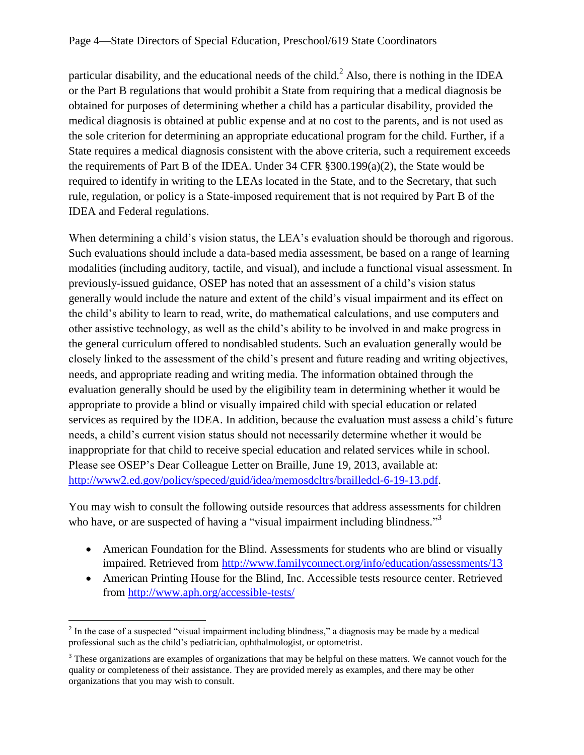particular disability, and the educational needs of the child.[2] Also, there is nothing in the IDEA or the Part B regulations that would prohibit a State from requiring that a medical diagnosis be obtained for purposes of determining whether a child has a particular disability, provided the medical diagnosis is obtained at public expense and at no cost to the parents, and is not used as the sole criterion for determining an appropriate educational program for the child. Further, if a State requires a medical diagnosis consistent with the above criteria, such a requirement exceeds the requirements of Part B of the IDEA. Under 34 CFR §300.199(a)(2), the State would be required to identify in writing to the LEAs located in the State, and to the Secretary, that such rule, regulation, or policy is a State-imposed requirement that is not required by Part B of the IDEA and Federal regulations.

When determining a child's vision status, the LEA's evaluation should be thorough and rigorous. Such evaluations should include a data-based media assessment, be based on a range of learning modalities (including auditory, tactile, and visual), and include a functional visual assessment. In previously-issued guidance, OSEP has noted that an assessment of a child's vision status generally would include the nature and extent of the child's visual impairment and its effect on the child's ability to learn to read, write, do mathematical calculations, and use computers and other assistive technology, as well as the child's ability to be involved in and make progress in the general curriculum offered to nondisabled students. Such an evaluation generally would be closely linked to the assessment of the child's present and future reading and writing objectives, needs, and appropriate reading and writing media. The information obtained through the evaluation generally should be used by the eligibility team in determining whether it would be appropriate to provide a blind or visually impaired child with special education or related services as required by the IDEA. In addition, because the evaluation must assess a child's future needs, a child's current vision status should not necessarily determine whether it would be inappropriate for that child to receive special education and related services while in school. Please see OSEP's Dear Colleague Letter on Braille, June 19, 2013, available at: http://www2.ed.gov/policy/speced/guid/idea/memosdcltrs/brailledcl-6-19-13.pdf.

You may wish to consult the following outside resources that address assessments for children who have, or are suspected of having a "visual impairment including blindness."[3]

- American Foundation for the Blind. Assessments for students who are blind or visually impaired. Retrieved from http://www.familyconnect.org/info/education/assessments/13
- American Printing House for the Blind, Inc. Accessible tests resource center. Retrieved from http://www.aph.org/accessible-tests/

[2] In the case of a suspected "visual impairment including blindness," a diagnosis may be made by a medical professional such as the child's pediatrician, ophthalmologist, or optometrist.

[3] These organizations are examples of organizations that may be helpful on these matters. We cannot vouch for the quality or completeness of their assistance. They are provided merely as examples, and there may be other organizations that you may wish to consult.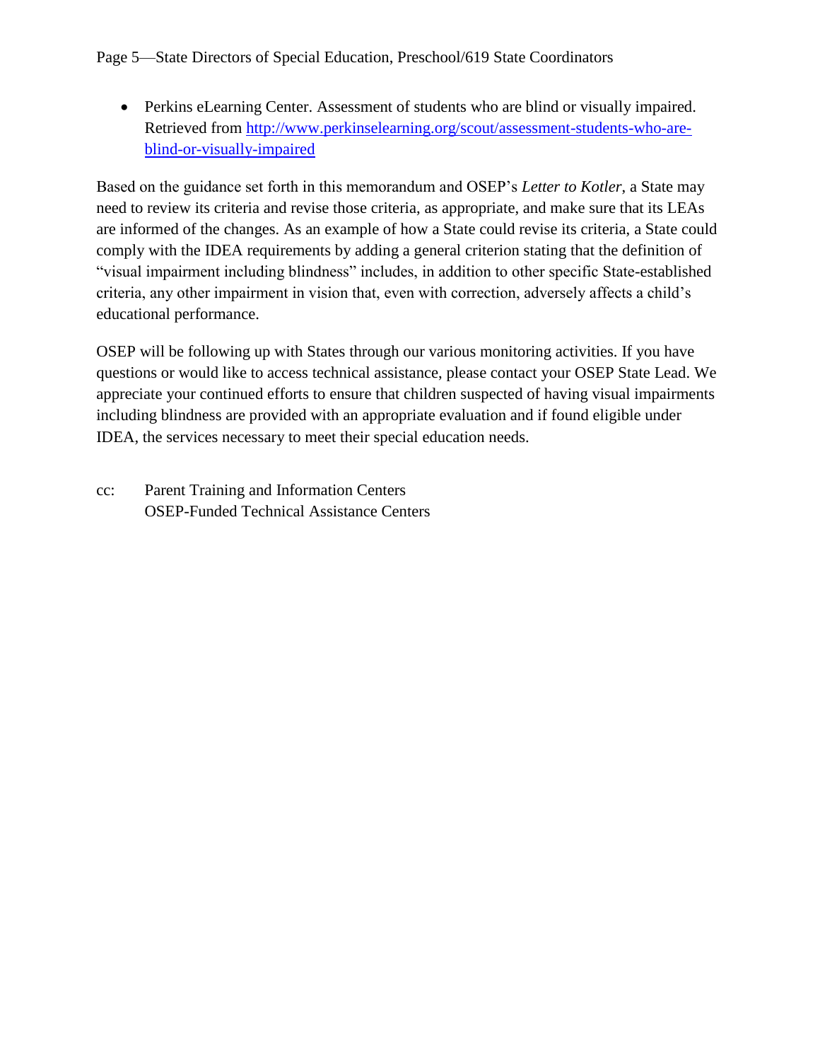- Perkins eLearning Center. Assessment of students who are blind or visually impaired. Retrieved from [http://www.perkinselearning.org/scout/assessment-students-who-are-blind-or-visually-impaired](http://www.perkinselearning.org/scout/assessment-students-who-are-blind-or-visually-impaired)

Based on the guidance set forth in this memorandum and OSEP's *Letter to Kotler*, a State may need to review its criteria and revise those criteria, as appropriate, and make sure that its LEAs are informed of the changes. As an example of how a State could revise its criteria, a State could comply with the IDEA requirements by adding a general criterion stating that the definition of "visual impairment including blindness" includes, in addition to other specific State-established criteria, any other impairment in vision that, even with correction, adversely affects a child's educational performance.

OSEP will be following up with States through our various monitoring activities. If you have questions or would like to access technical assistance, please contact your OSEP State Lead. We appreciate your continued efforts to ensure that children suspected of having visual impairments including blindness are provided with an appropriate evaluation and if found eligible under IDEA, the services necessary to meet their special education needs.

cc: Parent Training and Information Centers
OSEP-Funded Technical Assistance Centers